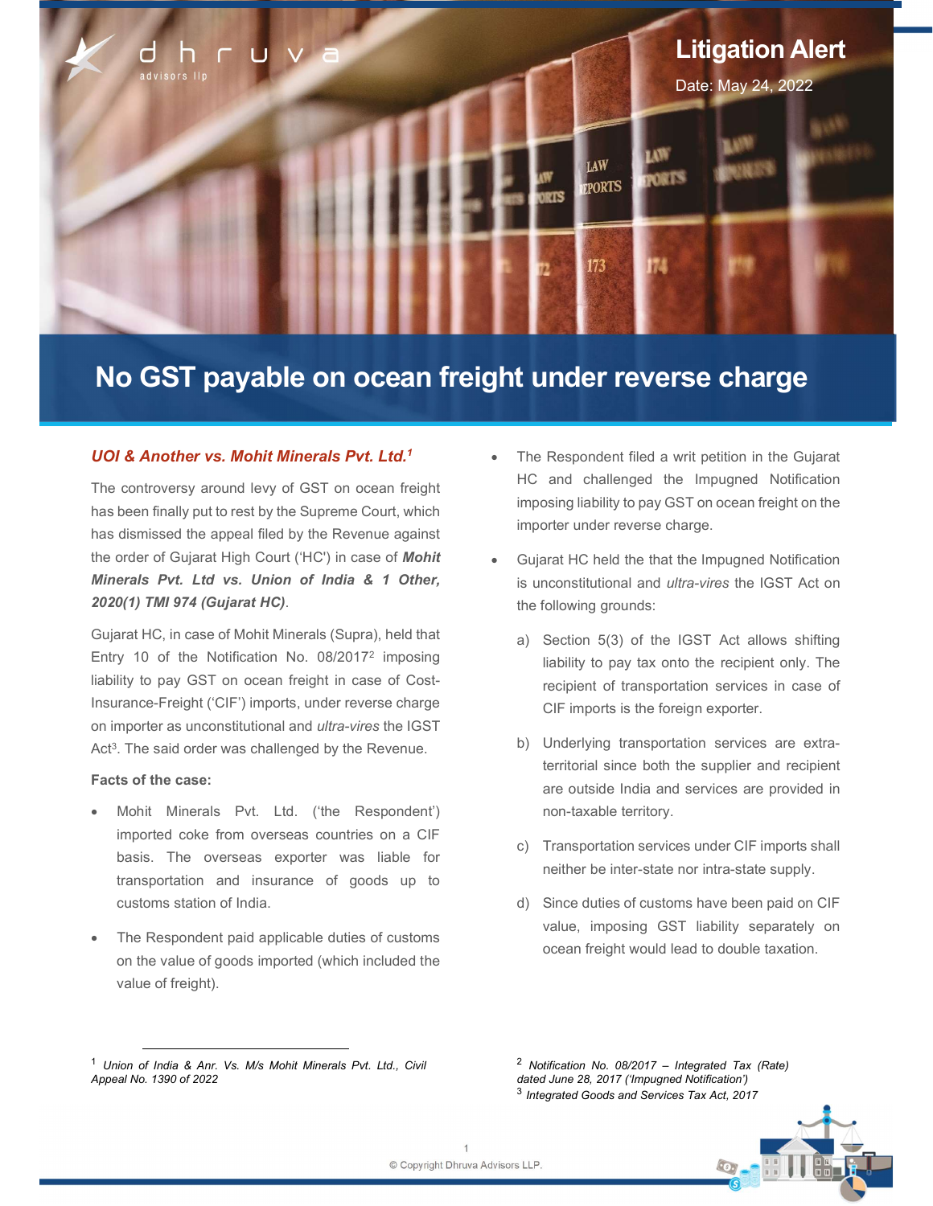# Litigation Alert

Date: May 24, 2022

# No GST payable on ocean freight under reverse charge

## *UOI & Another vs. Mohit Minerals Pvt. Ltd.*[1]

The controversy around levy of GST on ocean freight has been finally put to rest by the Supreme Court, which has dismissed the appeal filed by the Revenue against the order of Gujarat High Court ('HC') in case of ***Mohit Minerals Pvt. Ltd vs. Union of India & 1 Other, 2020(1) TMI 974 (Gujarat HC)***.

Gujarat HC, in case of Mohit Minerals (Supra), held that Entry 10 of the Notification No. 08/2017[2] imposing liability to pay GST on ocean freight in case of Cost-Insurance-Freight ('CIF') imports, under reverse charge on importer as unconstitutional and *ultra-vires* the IGST Act[3]. The said order was challenged by the Revenue.

**Facts of the case:**

- Mohit Minerals Pvt. Ltd. ('the Respondent') imported coke from overseas countries on a CIF basis. The overseas exporter was liable for transportation and insurance of goods up to customs station of India.
- The Respondent paid applicable duties of customs on the value of goods imported (which included the value of freight).
- The Respondent filed a writ petition in the Gujarat HC and challenged the Impugned Notification imposing liability to pay GST on ocean freight on the importer under reverse charge.
- Gujarat HC held the that the Impugned Notification is unconstitutional and *ultra-vires* the IGST Act on the following grounds:
  a) Section 5(3) of the IGST Act allows shifting liability to pay tax onto the recipient only. The recipient of transportation services in case of CIF imports is the foreign exporter.
  b) Underlying transportation services are extra-territorial since both the supplier and recipient are outside India and services are provided in non-taxable territory.
  c) Transportation services under CIF imports shall neither be inter-state nor intra-state supply.
  d) Since duties of customs have been paid on CIF value, imposing GST liability separately on ocean freight would lead to double taxation.

---

[1] *Union of India & Anr. Vs. M/s Mohit Minerals Pvt. Ltd., Civil Appeal No. 1390 of 2022*

[2] *Notification No. 08/2017 – Integrated Tax (Rate) dated June 28, 2017 ('Impugned Notification')*

[3] *Integrated Goods and Services Tax Act, 2017*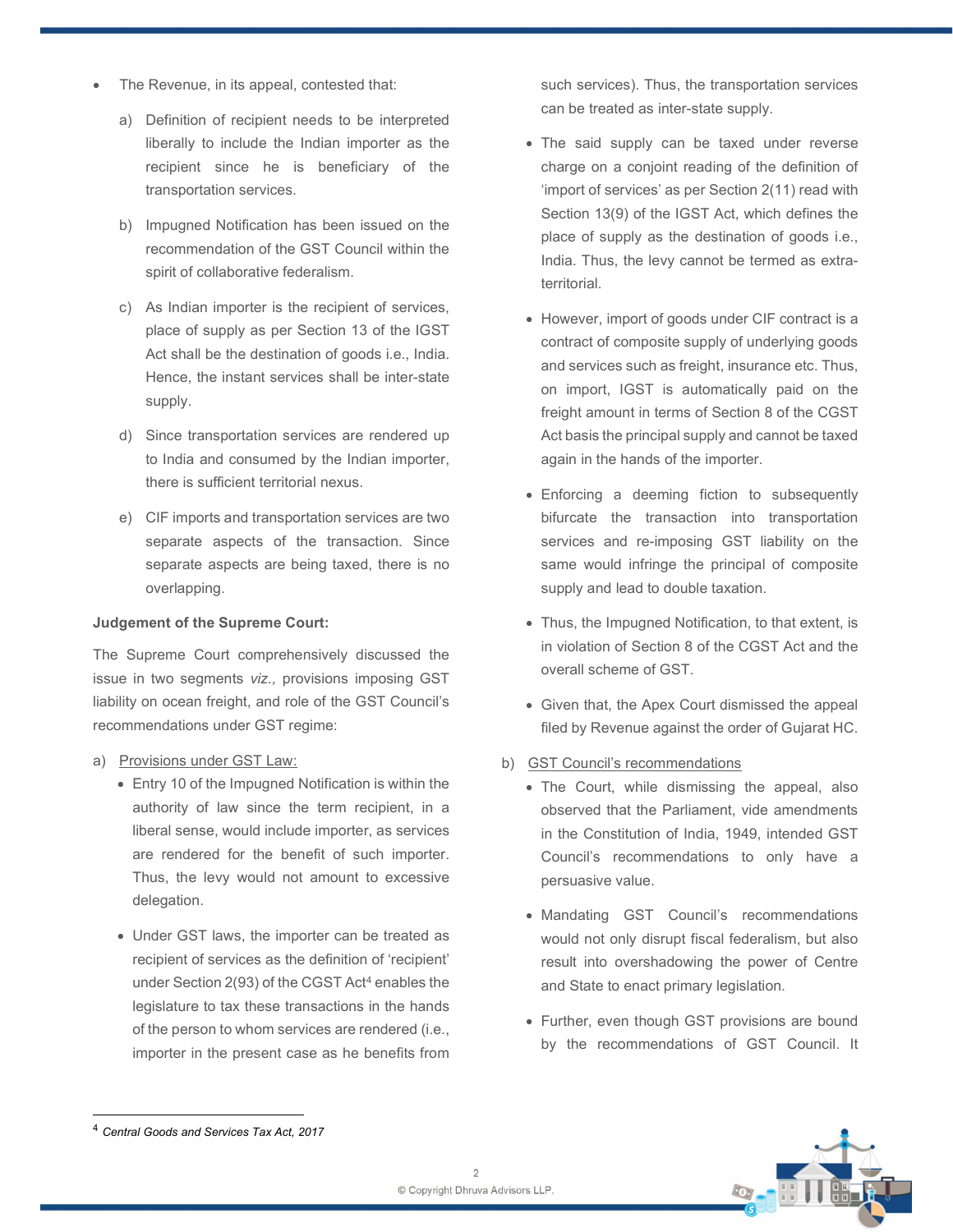- The Revenue, in its appeal, contested that:
  a) Definition of recipient needs to be interpreted liberally to include the Indian importer as the recipient since he is beneficiary of the transportation services.
  b) Impugned Notification has been issued on the recommendation of the GST Council within the spirit of collaborative federalism.
  c) As Indian importer is the recipient of services, place of supply as per Section 13 of the IGST Act shall be the destination of goods i.e., India. Hence, the instant services shall be inter-state supply.
  d) Since transportation services are rendered up to India and consumed by the Indian importer, there is sufficient territorial nexus.
  e) CIF imports and transportation services are two separate aspects of the transaction. Since separate aspects are being taxed, there is no overlapping.

**Judgement of the Supreme Court:**

The Supreme Court comprehensively discussed the issue in two segments *viz.,* provisions imposing GST liability on ocean freight, and role of the GST Council's recommendations under GST regime:

a) Provisions under GST Law:
   - Entry 10 of the Impugned Notification is within the authority of law since the term recipient, in a liberal sense, would include importer, as services are rendered for the benefit of such importer. Thus, the levy would not amount to excessive delegation.
   - Under GST laws, the importer can be treated as recipient of services as the definition of 'recipient' under Section 2(93) of the CGST Act[4] enables the legislature to tax these transactions in the hands of the person to whom services are rendered (i.e., importer in the present case as he benefits from such services). Thus, the transportation services can be treated as inter-state supply.
   - The said supply can be taxed under reverse charge on a conjoint reading of the definition of 'import of services' as per Section 2(11) read with Section 13(9) of the IGST Act, which defines the place of supply as the destination of goods i.e., India. Thus, the levy cannot be termed as extra-territorial.
   - However, import of goods under CIF contract is a contract of composite supply of underlying goods and services such as freight, insurance etc. Thus, on import, IGST is automatically paid on the freight amount in terms of Section 8 of the CGST Act basis the principal supply and cannot be taxed again in the hands of the importer.
   - Enforcing a deeming fiction to subsequently bifurcate the transaction into transportation services and re-imposing GST liability on the same would infringe the principal of composite supply and lead to double taxation.
   - Thus, the Impugned Notification, to that extent, is in violation of Section 8 of the CGST Act and the overall scheme of GST.
   - Given that, the Apex Court dismissed the appeal filed by Revenue against the order of Gujarat HC.

b) GST Council's recommendations
   - The Court, while dismissing the appeal, also observed that the Parliament, vide amendments in the Constitution of India, 1949, intended GST Council's recommendations to only have a persuasive value.
   - Mandating GST Council's recommendations would not only disrupt fiscal federalism, but also result into overshadowing the power of Centre and State to enact primary legislation.
   - Further, even though GST provisions are bound by the recommendations of GST Council. It

[4] *Central Goods and Services Tax Act, 2017*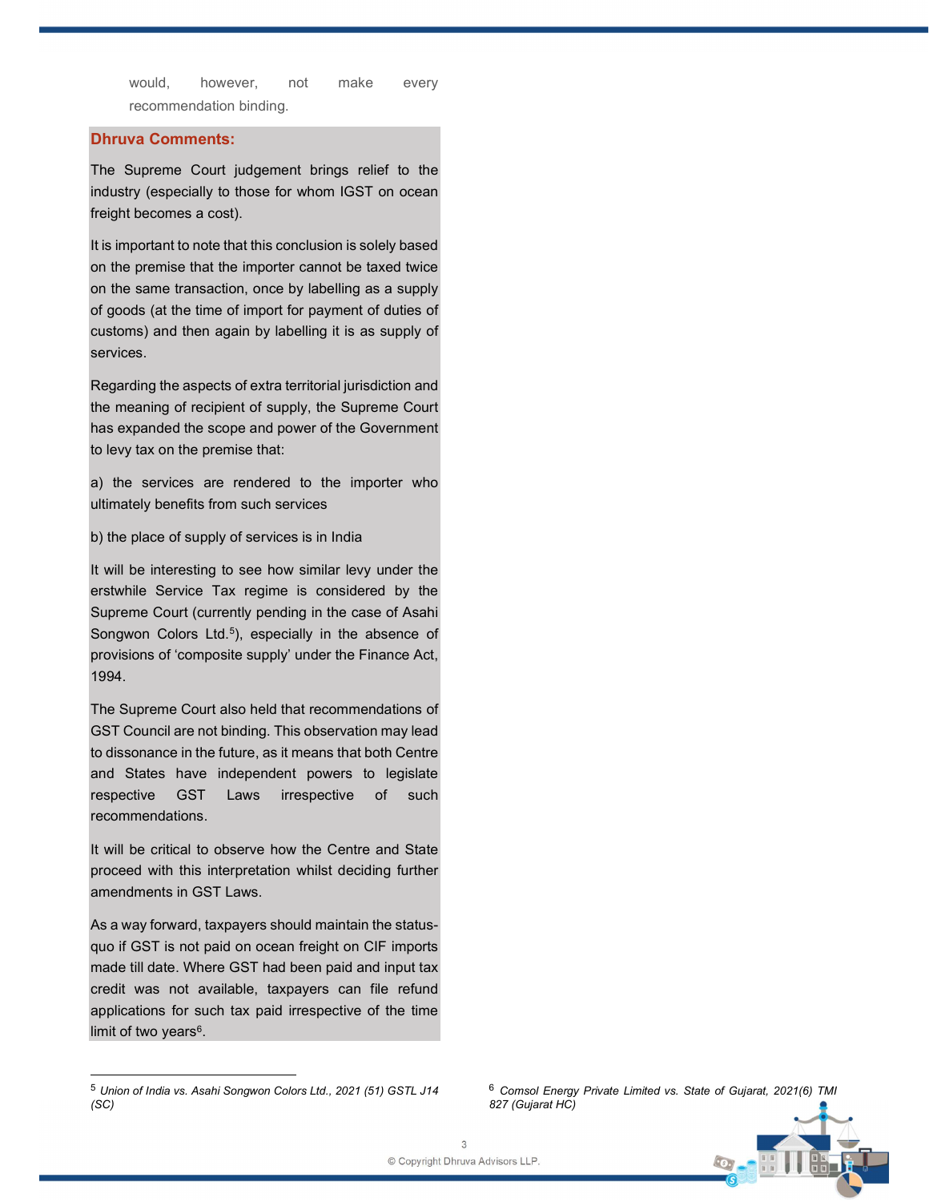would, however, not make every recommendation binding.

**Dhruva Comments:**

The Supreme Court judgement brings relief to the industry (especially to those for whom IGST on ocean freight becomes a cost).

It is important to note that this conclusion is solely based on the premise that the importer cannot be taxed twice on the same transaction, once by labelling as a supply of goods (at the time of import for payment of duties of customs) and then again by labelling it is as supply of services.

Regarding the aspects of extra territorial jurisdiction and the meaning of recipient of supply, the Supreme Court has expanded the scope and power of the Government to levy tax on the premise that:

a) the services are rendered to the importer who ultimately benefits from such services

b) the place of supply of services is in India

It will be interesting to see how similar levy under the erstwhile Service Tax regime is considered by the Supreme Court (currently pending in the case of Asahi Songwon Colors Ltd.[5]), especially in the absence of provisions of 'composite supply' under the Finance Act, 1994.

The Supreme Court also held that recommendations of GST Council are not binding. This observation may lead to dissonance in the future, as it means that both Centre and States have independent powers to legislate respective GST Laws irrespective of such recommendations.

It will be critical to observe how the Centre and State proceed with this interpretation whilst deciding further amendments in GST Laws.

As a way forward, taxpayers should maintain the status-quo if GST is not paid on ocean freight on CIF imports made till date. Where GST had been paid and input tax credit was not available, taxpayers can file refund applications for such tax paid irrespective of the time limit of two years[6].

---

[5] *Union of India vs. Asahi Songwon Colors Ltd., 2021 (51) GSTL J14 (SC)*

[6] *Comsol Energy Private Limited vs. State of Gujarat, 2021(6) TMI 827 (Gujarat HC)*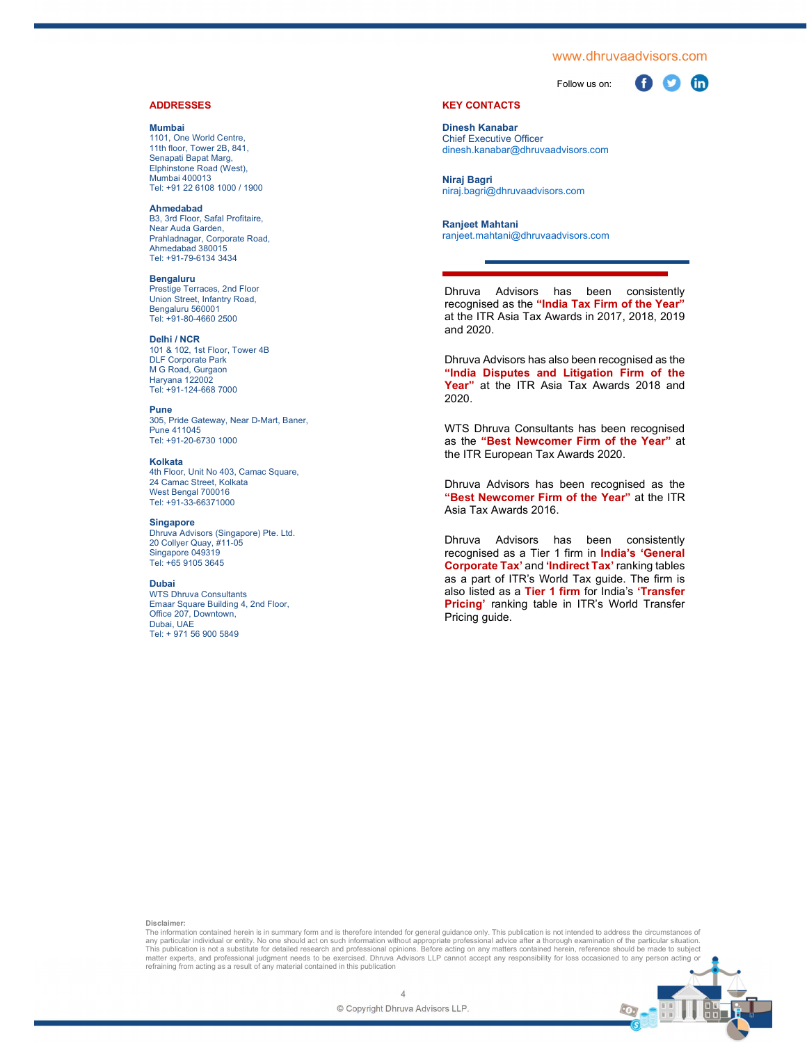www.dhruvaadvisors.com

Follow us on:

## ADDRESSES

**Mumbai**
1101, One World Centre,
11th floor, Tower 2B, 841,
Senapati Bapat Marg,
Elphinstone Road (West),
Mumbai 400013
Tel: +91 22 6108 1000 / 1900

**Ahmedabad**
B3, 3rd Floor, Safal Profitaire,
Near Auda Garden,
Prahladnagar, Corporate Road,
Ahmedabad 380015
Tel: +91-79-6134 3434

**Bengaluru**
Prestige Terraces, 2nd Floor
Union Street, Infantry Road,
Bengaluru 560001
Tel: +91-80-4660 2500

**Delhi / NCR**
101 & 102, 1st Floor, Tower 4B
DLF Corporate Park
M G Road, Gurgaon
Haryana 122002
Tel: +91-124-668 7000

**Pune**
305, Pride Gateway, Near D-Mart, Baner,
Pune 411045
Tel: +91-20-6730 1000

**Kolkata**
4th Floor, Unit No 403, Camac Square,
24 Camac Street, Kolkata
West Bengal 700016
Tel: +91-33-66371000

**Singapore**
Dhruva Advisors (Singapore) Pte. Ltd.
20 Collyer Quay, #11-05
Singapore 049319
Tel: +65 9105 3645

**Dubai**
WTS Dhruva Consultants
Emaar Square Building 4, 2nd Floor,
Office 207, Downtown,
Dubai, UAE
Tel: + 971 56 900 5849

## KEY CONTACTS

**Dinesh Kanabar**
Chief Executive Officer
dinesh.kanabar@dhruvaadvisors.com

**Niraj Bagri**
niraj.bagri@dhruvaadvisors.com

**Ranjeet Mahtani**
ranjeet.mahtani@dhruvaadvisors.com

Dhruva Advisors has been consistently recognised as the **"India Tax Firm of the Year"** at the ITR Asia Tax Awards in 2017, 2018, 2019 and 2020.

Dhruva Advisors has also been recognised as the **"India Disputes and Litigation Firm of the Year"** at the ITR Asia Tax Awards 2018 and 2020.

WTS Dhruva Consultants has been recognised as the **"Best Newcomer Firm of the Year"** at the ITR European Tax Awards 2020.

Dhruva Advisors has been recognised as the **"Best Newcomer Firm of the Year"** at the ITR Asia Tax Awards 2016.

Dhruva Advisors has been consistently recognised as a Tier 1 firm in **India's 'General Corporate Tax'** and **'Indirect Tax'** ranking tables as a part of ITR's World Tax guide. The firm is also listed as a **Tier 1 firm** for India's **'Transfer Pricing'** ranking table in ITR's World Transfer Pricing guide.

**Disclaimer:**
The information contained herein is in summary form and is therefore intended for general guidance only. This publication is not intended to address the circumstances of any particular individual or entity. No one should act on such information without appropriate professional advice after a thorough examination of the particular situation. This publication is not a substitute for detailed research and professional opinions. Before acting on any matters contained herein, reference should be made to subject matter experts, and professional judgment needs to be exercised. Dhruva Advisors LLP cannot accept any responsibility for loss occasioned to any person acting or refraining from acting as a result of any material contained in this publication

© Copyright Dhruva Advisors LLP.